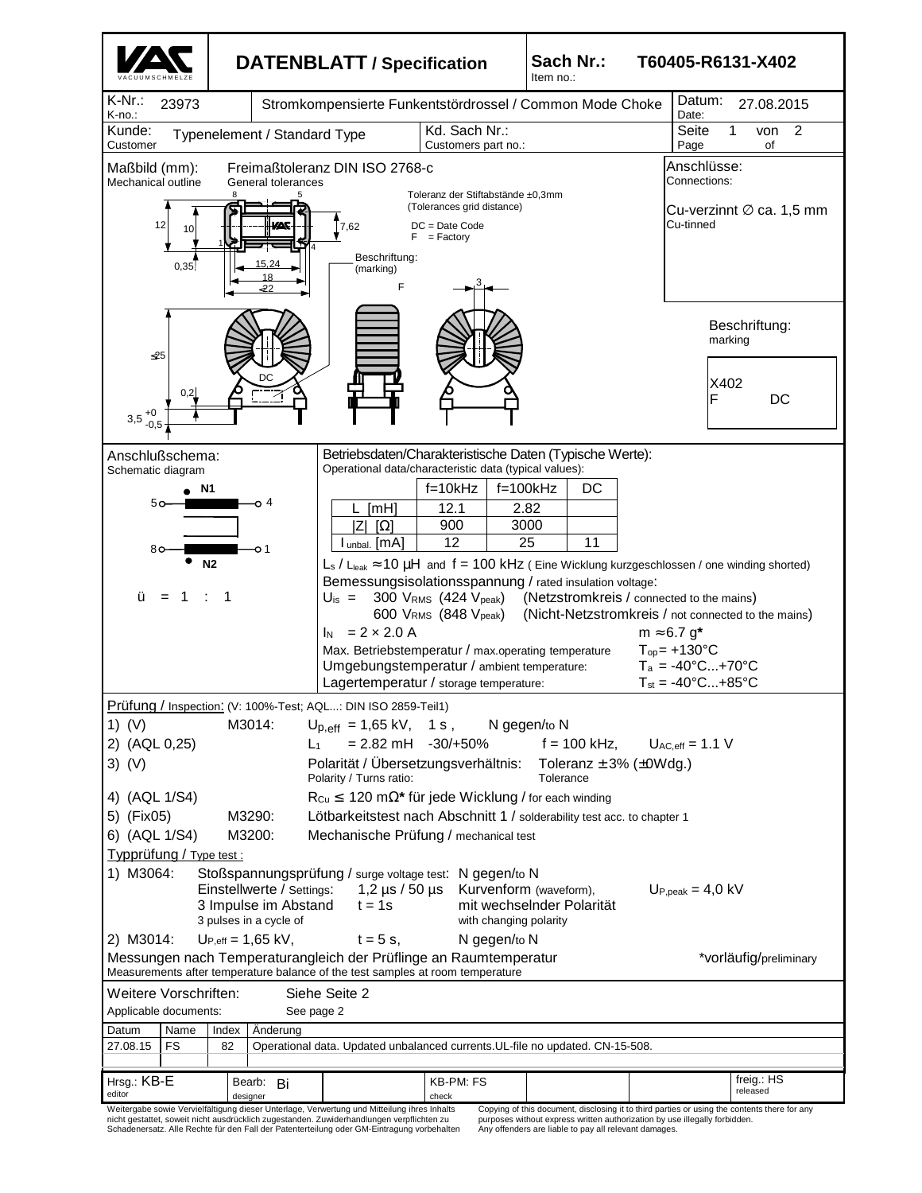# DATENBLATT / Specification

**Sach Nr.:** T60405-R6131-X402
Item no.:

| K-Nr.: K-no.: 23973 | Stromkompensierte Funkentstördrossel / Common Mode Choke | Datum: Date: 27.08.2015 |
|---|---|---|
| Kunde: Customer: Typenelement / Standard Type | Kd. Sach Nr.: Customers part no.: | Seite 1 von 2 / Page 1 of 2 |

**Maßbild (mm):** Mechanical outline

Freimaßtoleranz DIN ISO 2768-c
General tolerances

Toleranz der Stiftabstände ±0,3mm
(Tolerances grid distance)

DC = Date Code
F = Factory

Beschriftung: (marking)

Dimensions: 12, 10, 0,35, 15,24, 18, ≤22, 7,62, 3, ≤25, 0,2, 3,5 +0 -0,5; pins 8, 5, 1, 4

**Anschlüsse:** Connections:

Cu-verzinnt ∅ ca. 1,5 mm
Cu-tinned

**Beschriftung:** marking

X402
F DC

**Anschlußschema:** Schematic diagram

N1: 5 – 4; N2: 8 – 1

ü = 1 : 1

**Betriebsdaten/Charakteristische Daten (Typische Werte):**
Operational data/characteristic data (typical values):

| | f=10kHz | f=100kHz | DC |
|---|---|---|---|
| L [mH] | 12.1 | 2.82 | |
| \|Z\| [Ω] | 900 | 3000 | |
| $I_{unbal.}$ [mA] | 12 | 25 | 11 |

$L_s$ / $L_{leak}$ ≈ 10 µH and f = 100 kHz ( Eine Wicklung kurzgeschlossen / one winding shorted)

Bemessungsisolationsspannung / rated insulation voltage:
$U_{is}$ = 300 $V_{RMS}$ (424 $V_{peak}$) (Netzstromkreis / connected to the mains)
600 $V_{RMS}$ (848 $V_{peak}$) (Nicht-Netzstromkreis / not connected to the mains)

$I_N$ = 2 × 2.0 A — m ≈ 6.7 g*

Max. Betriebstemperatur / max.operating temperature — $T_{op}$ = +130°C
Umgebungstemperatur / ambient temperature: — $T_a$ = -40°C...+70°C
Lagertemperatur / storage temperature: — $T_{st}$ = -40°C...+85°C

**Prüfung / Inspection:** (V: 100%-Test; AQL...: DIN ISO 2859-Teil1)

1) (V) M3014: $U_{p,eff}$ = 1,65 kV, 1 s , N gegen/to N
2) (AQL 0,25) $L_1$ = 2.82 mH -30/+50% f = 100 kHz, $U_{AC,eff}$ = 1.1 V
3) (V) Polarität / Übersetzungsverhältnis: Polarity / Turns ratio: Toleranz ± 3% (±0Wdg.) Tolerance
4) (AQL 1/S4) $R_{Cu}$ ≤ 120 mΩ* für jede Wicklung / for each winding
5) (Fix05) M3290: Lötbarkeitstest nach Abschnitt 1 / solderability test acc. to chapter 1
6) (AQL 1/S4) M3200: Mechanische Prüfung / mechanical test

**Typprüfung / Type test :**

1) M3064: Stoßspannungsprüfung / surge voltage test: N gegen/to N
Einstellwerte / Settings: 1,2 µs / 50 µs Kurvenform (waveform), $U_{P,peak}$ = 4,0 kV
3 Impulse im Abstand / 3 pulses in a cycle of t = 1s mit wechselnder Polarität / with changing polarity

2) M3014: $U_{P,eff}$ = 1,65 kV, t = 5 s, N gegen/to N

Messungen nach Temperaturangleich der Prüflinge an Raumtemperatur
Measurements after temperature balance of the test samples at room temperature

*vorläufig/preliminary

**Weitere Vorschriften:** Applicable documents: Siehe Seite 2 / See page 2

| Datum | Name | Index | Änderung |
|---|---|---|---|
| 27.08.15 | FS | 82 | Operational data. Updated unbalanced currents.UL-file no updated. CN-15-508. |

| Hrsg.: KB-E (editor) | Bearb.: Bi (designer) | KB-PM: FS (check) | freig.: HS (released) |
|---|---|---|---|

Weitergabe sowie Vervielfältigung dieser Unterlage, Verwertung und Mitteilung ihres Inhalts nicht gestattet, soweit nicht ausdrücklich zugestanden. Zuwiderhandlungen verpflichten zu Schadenersatz. Alle Rechte für den Fall der Patenterteilung oder GM-Eintragung vorbehalten

Copying of this document, disclosing it to third parties or using the contents there for any purposes without express written authorization by use illegally forbidden. Any offenders are liable to pay all relevant damages.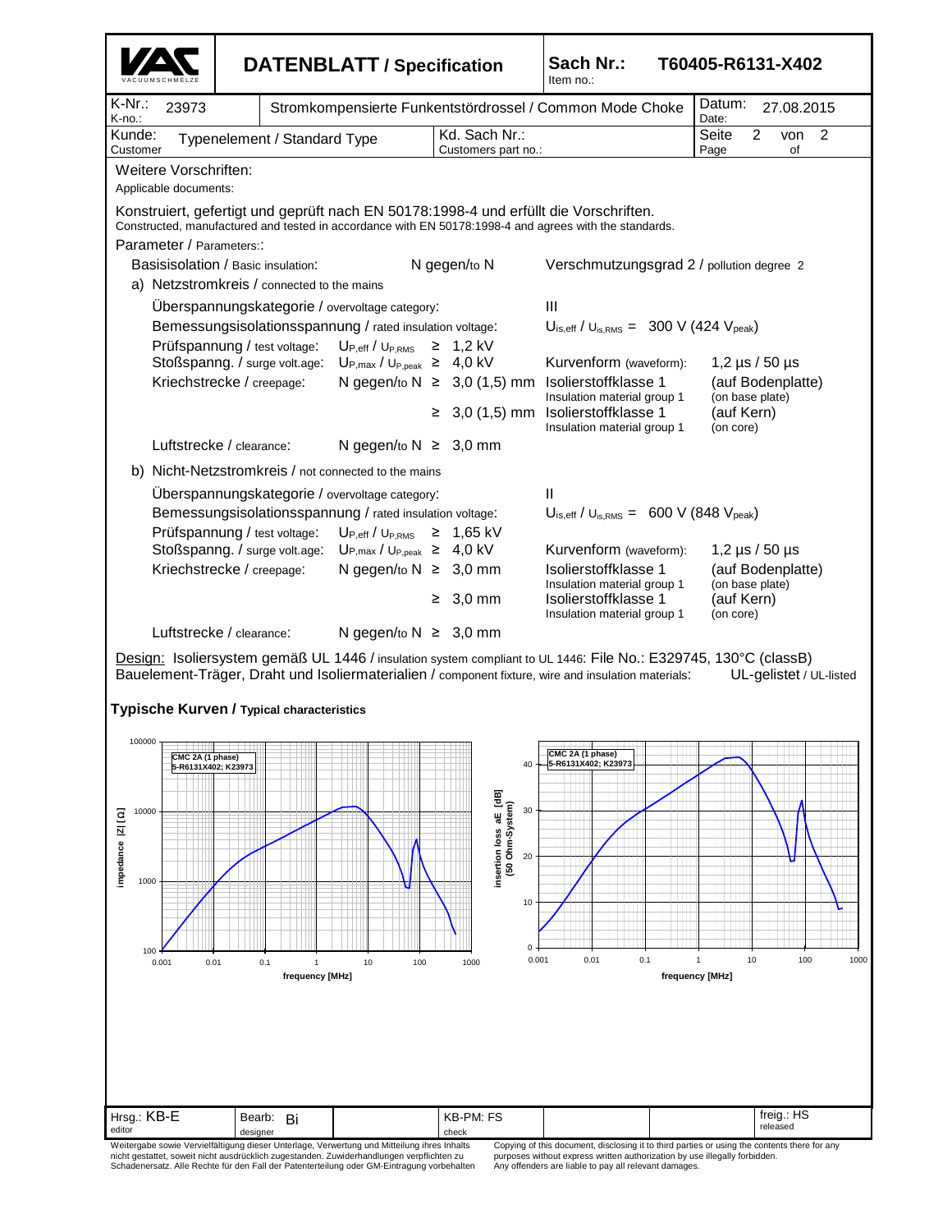**DATENBLATT / Specification**

| | | | | |
|---|---|---|---|---|
| Sach Nr.: / Item no.: | T60405-R6131-X402 | | | |
| K-Nr.: / K-no.: 23973 | Stromkompensierte Funkentstördrossel / Common Mode Choke | | Datum: / Date: | 27.08.2015 |
| Kunde: / Customer | Typenelement / Standard Type | Kd. Sach Nr.: / Customers part no.: | | |

Weitere Vorschriften:
Applicable documents:

Konstruiert, gefertigt und geprüft nach EN 50178:1998-4 und erfüllt die Vorschriften.
Constructed, manufactured and tested in accordance with EN 50178:1998-4 and agrees with the standards.

Parameter / Parameters::

Basisisolation / Basic insulation: N gegen/to N — Verschmutzungsgrad 2 / pollution degree 2

a) Netzstromkreis / connected to the mains

| | | | |
|---|---|---|---|
| Überspannungskategorie / overvoltage category: | | III | |
| Bemessungsisolationsspannung / rated insulation voltage: | | $U_{is,eff}$ / $U_{is,RMS}$ = 300 V (424 $V_{peak}$) | |
| Prüfspannung / test voltage: | $U_{P,eff}$ / $U_{P,RMS}$ ≥ 1,2 kV | | |
| Stoßspanng. / surge volt.age: | $U_{P,max}$ / $U_{P,peak}$ ≥ 4,0 kV | Kurvenform (waveform): | 1,2 µs / 50 µs |
| Kriechstrecke / creepage: | N gegen/to N ≥ 3,0 (1,5) mm | Isolierstoffklasse 1 / Insulation material group 1 | (auf Bodenplatte) / (on base plate) |
| | ≥ 3,0 (1,5) mm | Isolierstoffklasse 1 / Insulation material group 1 | (auf Kern) / (on core) |
| Luftstrecke / clearance: | N gegen/to N ≥ 3,0 mm | | |

b) Nicht-Netzstromkreis / not connected to the mains

| | | | |
|---|---|---|---|
| Überspannungskategorie / overvoltage category: | | II | |
| Bemessungsisolationsspannung / rated insulation voltage: | | $U_{is,eff}$ / $U_{is,RMS}$ = 600 V (848 $V_{peak}$) | |
| Prüfspannung / test voltage: | $U_{P,eff}$ / $U_{P,RMS}$ ≥ 1,65 kV | | |
| Stoßspanng. / surge volt.age: | $U_{P,max}$ / $U_{P,peak}$ ≥ 4,0 kV | Kurvenform (waveform): | 1,2 µs / 50 µs |
| Kriechstrecke / creepage: | N gegen/to N ≥ 3,0 mm | Isolierstoffklasse 1 / Insulation material group 1 | (auf Bodenplatte) / (on base plate) |
| | ≥ 3,0 mm | Isolierstoffklasse 1 / Insulation material group 1 | (auf Kern) / (on core) |
| Luftstrecke / clearance: | N gegen/to N ≥ 3,0 mm | | |

Design: Isoliersystem gemäß UL 1446 / insulation system compliant to UL 1446: File No.: E329745, 130°C (classB)
Bauelement-Träger, Draht und Isoliermaterialien / component fixture, wire and insulation materials: UL-gelistet / UL-listed

### Typische Kurven / Typical characteristics

CMC 2A (1 phase)
5-R6131X402; K23973
impedance |Z| [Ω]
100000
10000
1000
100
0.001 0.01 0.1 1 10 100 1000
frequency [MHz]

CMC 2A (1 phase)
5-R6131X402; K23973
insertion loss aE [dB] (50 Ohm-System)
40
30
20
10
0
0.001 0.01 0.1 1 10 100 1000
frequency [MHz]

| | | | |
|---|---|---|---|
| Hrsg.: KB-E / editor | Bearb: Bi / designer | KB-PM: FS / check | freig.: HS / released |

Weitergabe sowie Vervielfältigung dieser Unterlage, Verwertung und Mitteilung ihres Inhalts nicht gestattet, soweit nicht ausdrücklich zugestanden. Zuwiderhandlungen verpflichten zu Schadenersatz. Alle Rechte für den Fall der Patenterteilung oder GM-Eintragung vorbehalten

Copying of this document, disclosing it to third parties or using the contents there for any purposes without express written authorization by use illegally forbidden. Any offenders are liable to pay all relevant damages.